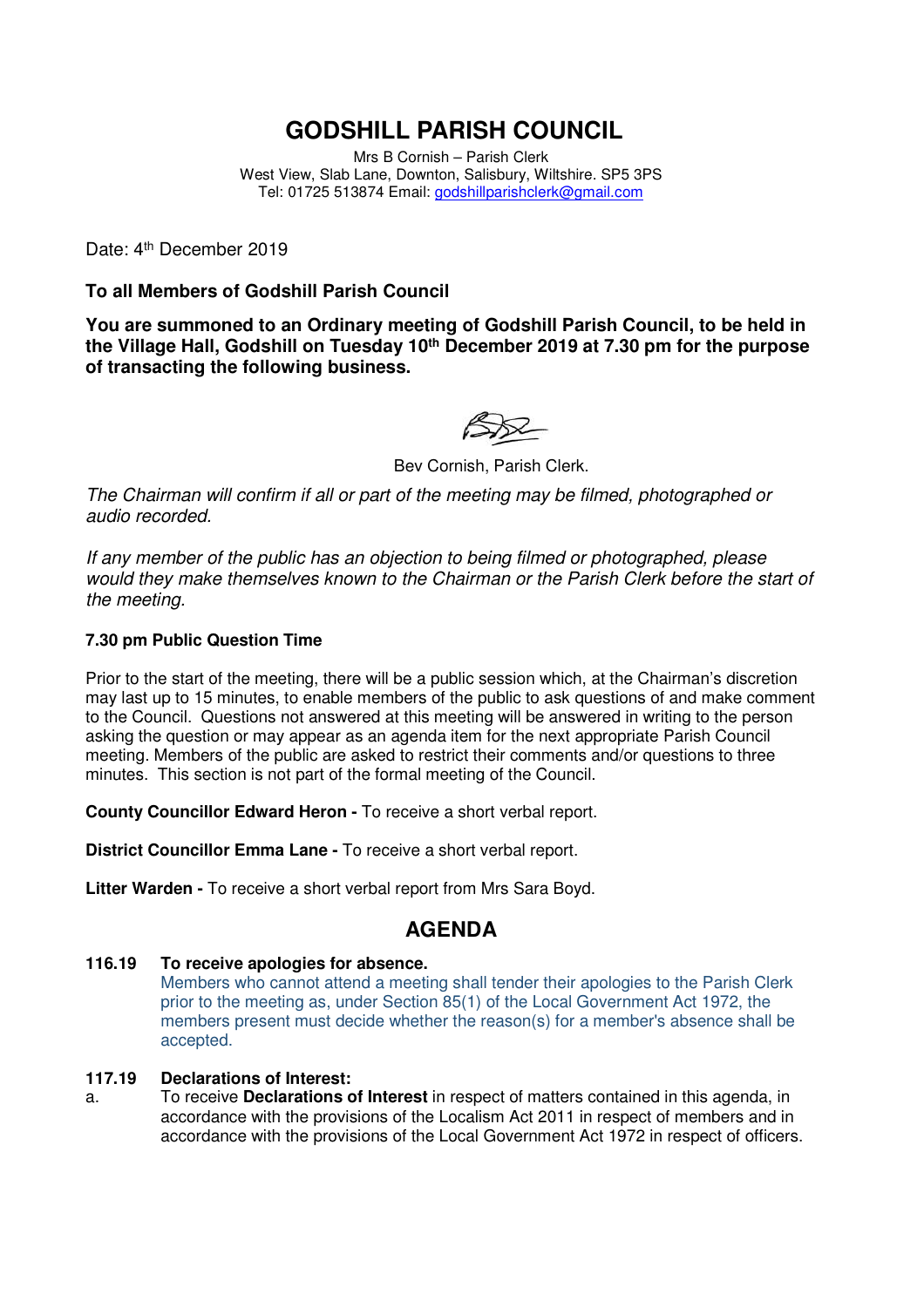# GODSHILL PARISH COUNCIL

Mrs B Cornish – Parish Clerk
West View, Slab Lane, Downton, Salisbury, Wiltshire. SP5 3PS
Tel: 01725 513874 Email: godshillparishclerk@gmail.com

Date: 4th December 2019

**To all Members of Godshill Parish Council**

**You are summoned to an Ordinary meeting of Godshill Parish Council, to be held in the Village Hall, Godshill on Tuesday 10th December 2019 at 7.30 pm for the purpose of transacting the following business.**

Bev Cornish, Parish Clerk.

*The Chairman will confirm if all or part of the meeting may be filmed, photographed or audio recorded.*

*If any member of the public has an objection to being filmed or photographed, please would they make themselves known to the Chairman or the Parish Clerk before the start of the meeting.*

**7.30 pm Public Question Time**

Prior to the start of the meeting, there will be a public session which, at the Chairman's discretion may last up to 15 minutes, to enable members of the public to ask questions of and make comment to the Council. Questions not answered at this meeting will be answered in writing to the person asking the question or may appear as an agenda item for the next appropriate Parish Council meeting. Members of the public are asked to restrict their comments and/or questions to three minutes. This section is not part of the formal meeting of the Council.

**County Councillor Edward Heron -** To receive a short verbal report.

**District Councillor Emma Lane -** To receive a short verbal report.

**Litter Warden -** To receive a short verbal report from Mrs Sara Boyd.

## AGENDA

**116.19 To receive apologies for absence.**

Members who cannot attend a meeting shall tender their apologies to the Parish Clerk prior to the meeting as, under Section 85(1) of the Local Government Act 1972, the members present must decide whether the reason(s) for a member's absence shall be accepted.

**117.19 Declarations of Interest:**

a. To receive **Declarations of Interest** in respect of matters contained in this agenda, in accordance with the provisions of the Localism Act 2011 in respect of members and in accordance with the provisions of the Local Government Act 1972 in respect of officers.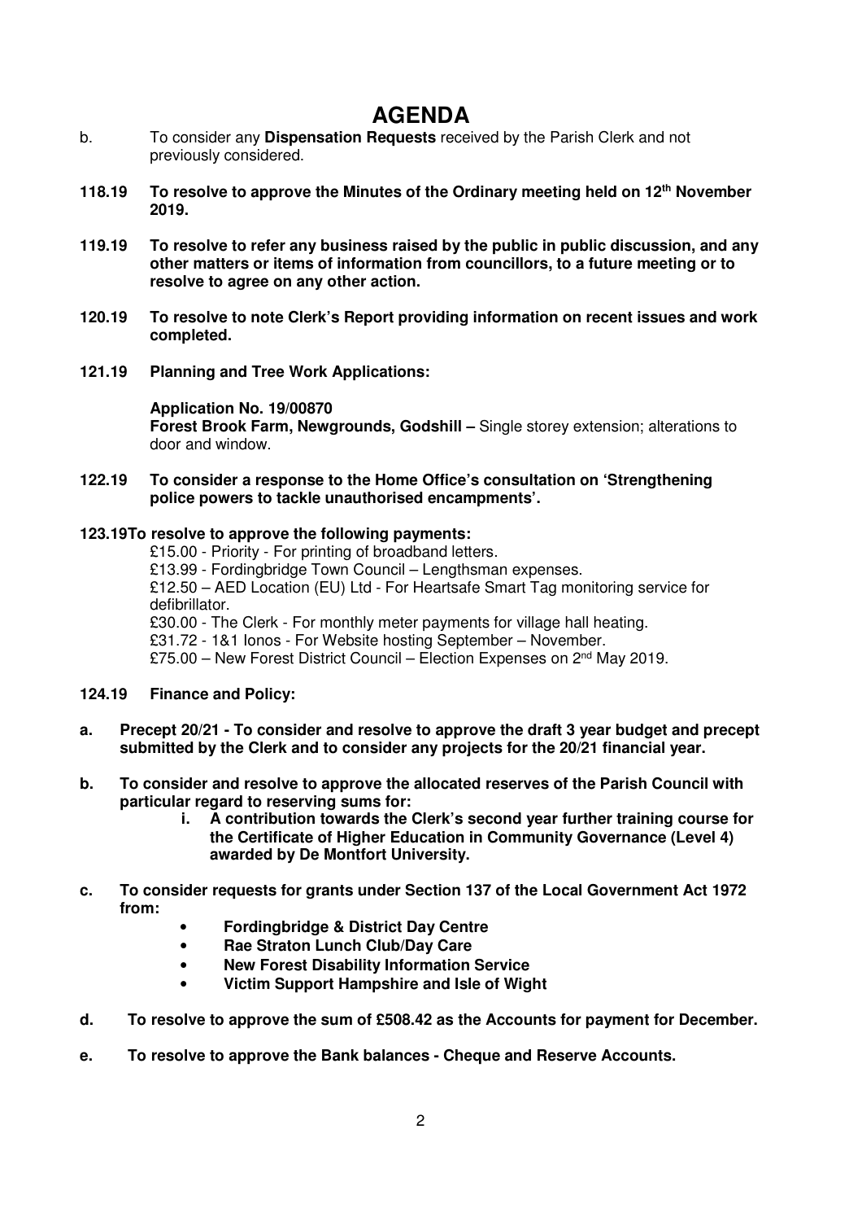# AGENDA

b. To consider any **Dispensation Requests** received by the Parish Clerk and not previously considered.

**118.19 To resolve to approve the Minutes of the Ordinary meeting held on 12th November 2019.**

**119.19 To resolve to refer any business raised by the public in public discussion, and any other matters or items of information from councillors, to a future meeting or to resolve to agree on any other action.**

**120.19 To resolve to note Clerk's Report providing information on recent issues and work completed.**

**121.19 Planning and Tree Work Applications:**

**Application No. 19/00870**
**Forest Brook Farm, Newgrounds, Godshill –** Single storey extension; alterations to door and window.

**122.19 To consider a response to the Home Office's consultation on 'Strengthening police powers to tackle unauthorised encampments'.**

**123.19 To resolve to approve the following payments:**

£15.00 - Priority - For printing of broadband letters.
£13.99 - Fordingbridge Town Council – Lengthsman expenses.
£12.50 – AED Location (EU) Ltd - For Heartsafe Smart Tag monitoring service for defibrillator.
£30.00 - The Clerk - For monthly meter payments for village hall heating.
£31.72 - 1&1 Ionos - For Website hosting September – November.
£75.00 – New Forest District Council – Election Expenses on 2nd May 2019.

**124.19 Finance and Policy:**

**a. Precept 20/21 - To consider and resolve to approve the draft 3 year budget and precept submitted by the Clerk and to consider any projects for the 20/21 financial year.**

**b. To consider and resolve to approve the allocated reserves of the Parish Council with particular regard to reserving sums for:**

- **i. A contribution towards the Clerk's second year further training course for the Certificate of Higher Education in Community Governance (Level 4) awarded by De Montfort University.**

**c. To consider requests for grants under Section 137 of the Local Government Act 1972 from:**

- **Fordingbridge & District Day Centre**
- **Rae Straton Lunch Club/Day Care**
- **New Forest Disability Information Service**
- **Victim Support Hampshire and Isle of Wight**

**d. To resolve to approve the sum of £508.42 as the Accounts for payment for December.**

**e. To resolve to approve the Bank balances - Cheque and Reserve Accounts.**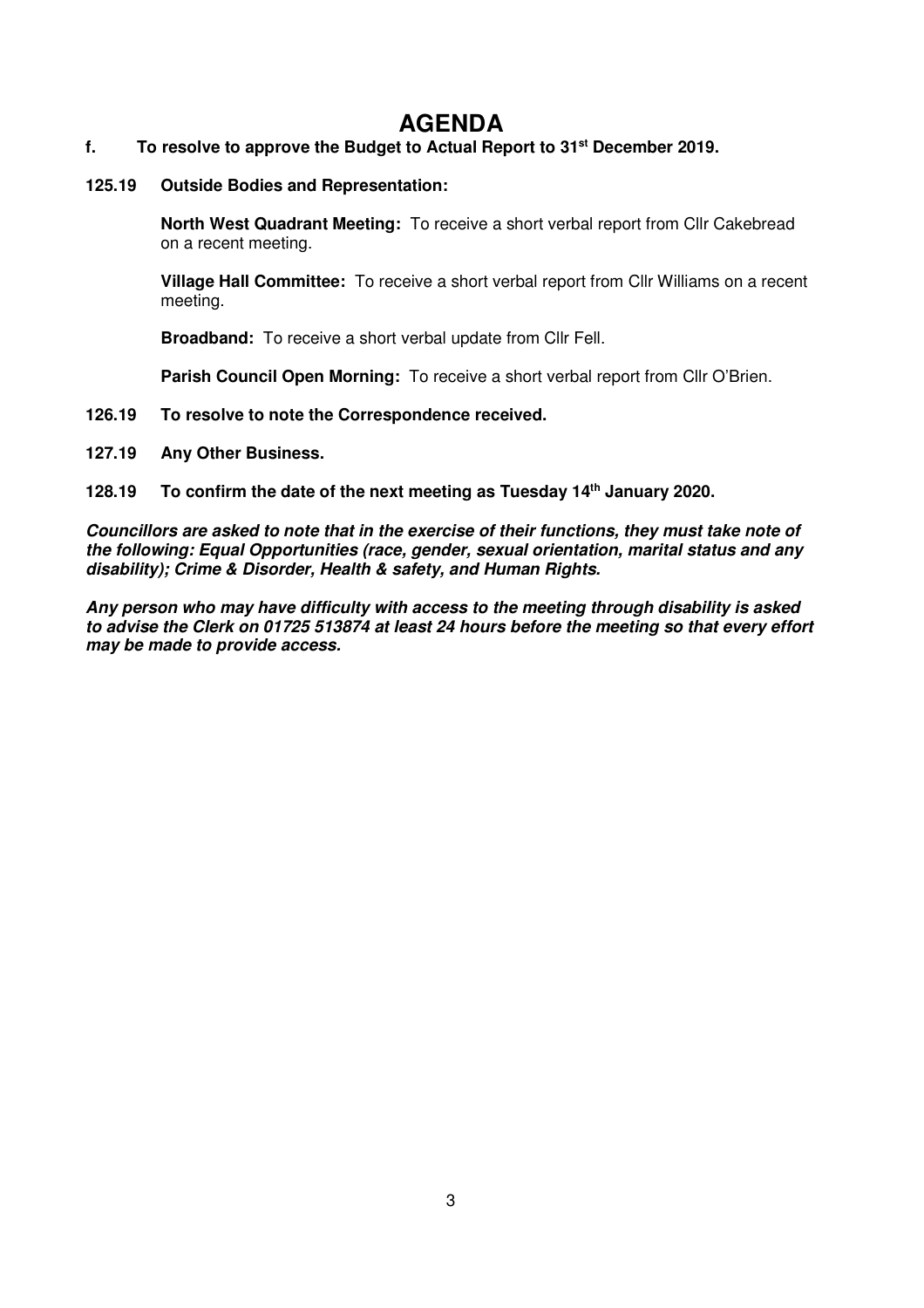# AGENDA

**f. To resolve to approve the Budget to Actual Report to 31st December 2019.**

**125.19 Outside Bodies and Representation:**

**North West Quadrant Meeting:** To receive a short verbal report from Cllr Cakebread on a recent meeting.

**Village Hall Committee:** To receive a short verbal report from Cllr Williams on a recent meeting.

**Broadband:** To receive a short verbal update from Cllr Fell.

**Parish Council Open Morning:** To receive a short verbal report from Cllr O'Brien.

**126.19 To resolve to note the Correspondence received.**

**127.19 Any Other Business.**

**128.19 To confirm the date of the next meeting as Tuesday 14th January 2020.**

***Councillors are asked to note that in the exercise of their functions, they must take note of the following: Equal Opportunities (race, gender, sexual orientation, marital status and any disability); Crime & Disorder, Health & safety, and Human Rights.***

***Any person who may have difficulty with access to the meeting through disability is asked to advise the Clerk on 01725 513874 at least 24 hours before the meeting so that every effort may be made to provide access.***